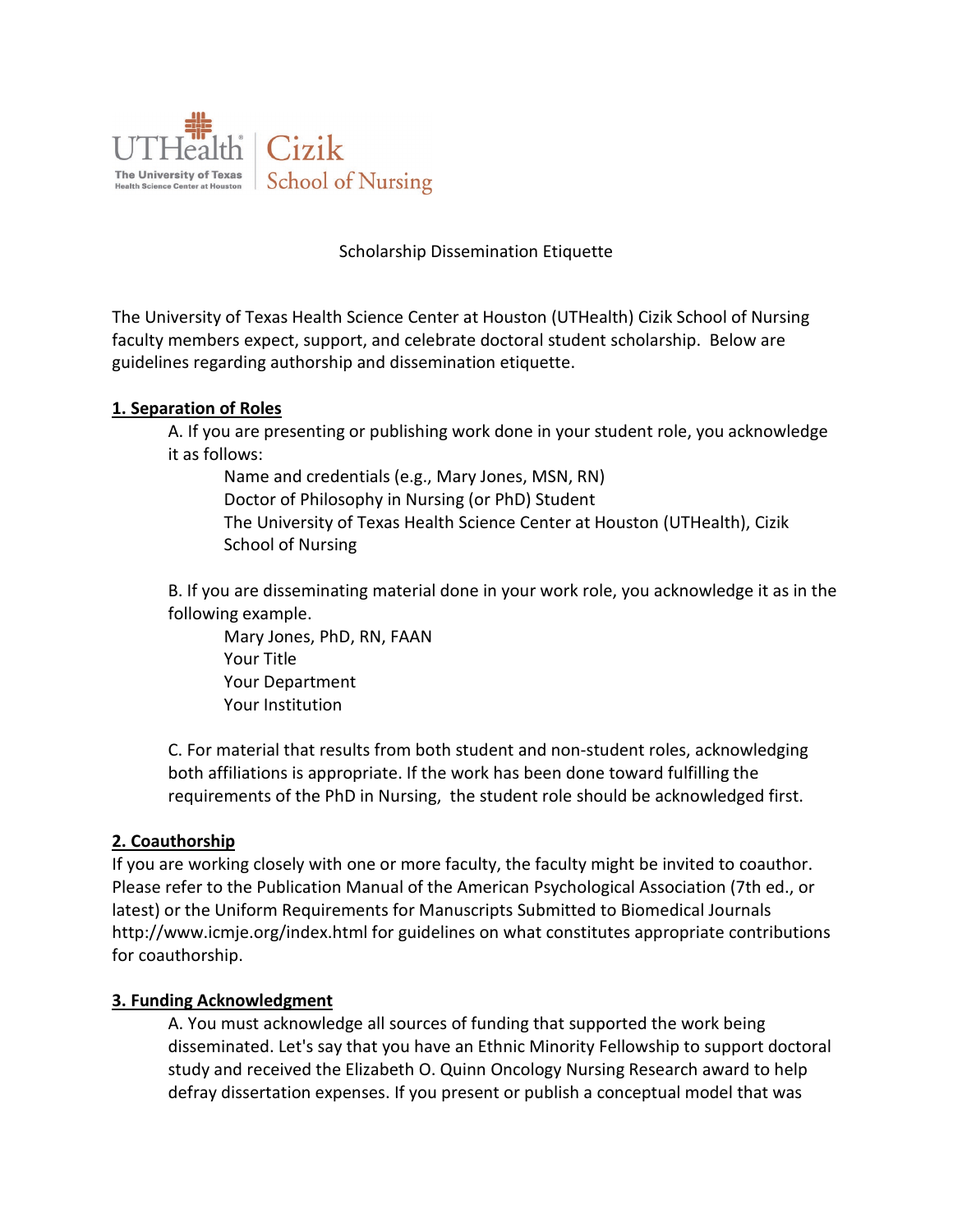UTHealth | Cizik School of Nursing

The University of Texas Health Science Center at Houston

# Scholarship Dissemination Etiquette

The University of Texas Health Science Center at Houston (UTHealth) Cizik School of Nursing faculty members expect, support, and celebrate doctoral student scholarship. Below are guidelines regarding authorship and dissemination etiquette.

## 1. Separation of Roles

A. If you are presenting or publishing work done in your student role, you acknowledge it as follows:

> Name and credentials (e.g., Mary Jones, MSN, RN)
> Doctor of Philosophy in Nursing (or PhD) Student
> The University of Texas Health Science Center at Houston (UTHealth), Cizik School of Nursing

B. If you are disseminating material done in your work role, you acknowledge it as in the following example.

> Mary Jones, PhD, RN, FAAN
> Your Title
> Your Department
> Your Institution

C. For material that results from both student and non-student roles, acknowledging both affiliations is appropriate. If the work has been done toward fulfilling the requirements of the PhD in Nursing, the student role should be acknowledged first.

## 2. Coauthorship

If you are working closely with one or more faculty, the faculty might be invited to coauthor. Please refer to the Publication Manual of the American Psychological Association (7th ed., or latest) or the Uniform Requirements for Manuscripts Submitted to Biomedical Journals http://www.icmje.org/index.html for guidelines on what constitutes appropriate contributions for coauthorship.

## 3. Funding Acknowledgment

A. You must acknowledge all sources of funding that supported the work being disseminated. Let's say that you have an Ethnic Minority Fellowship to support doctoral study and received the Elizabeth O. Quinn Oncology Nursing Research award to help defray dissertation expenses. If you present or publish a conceptual model that was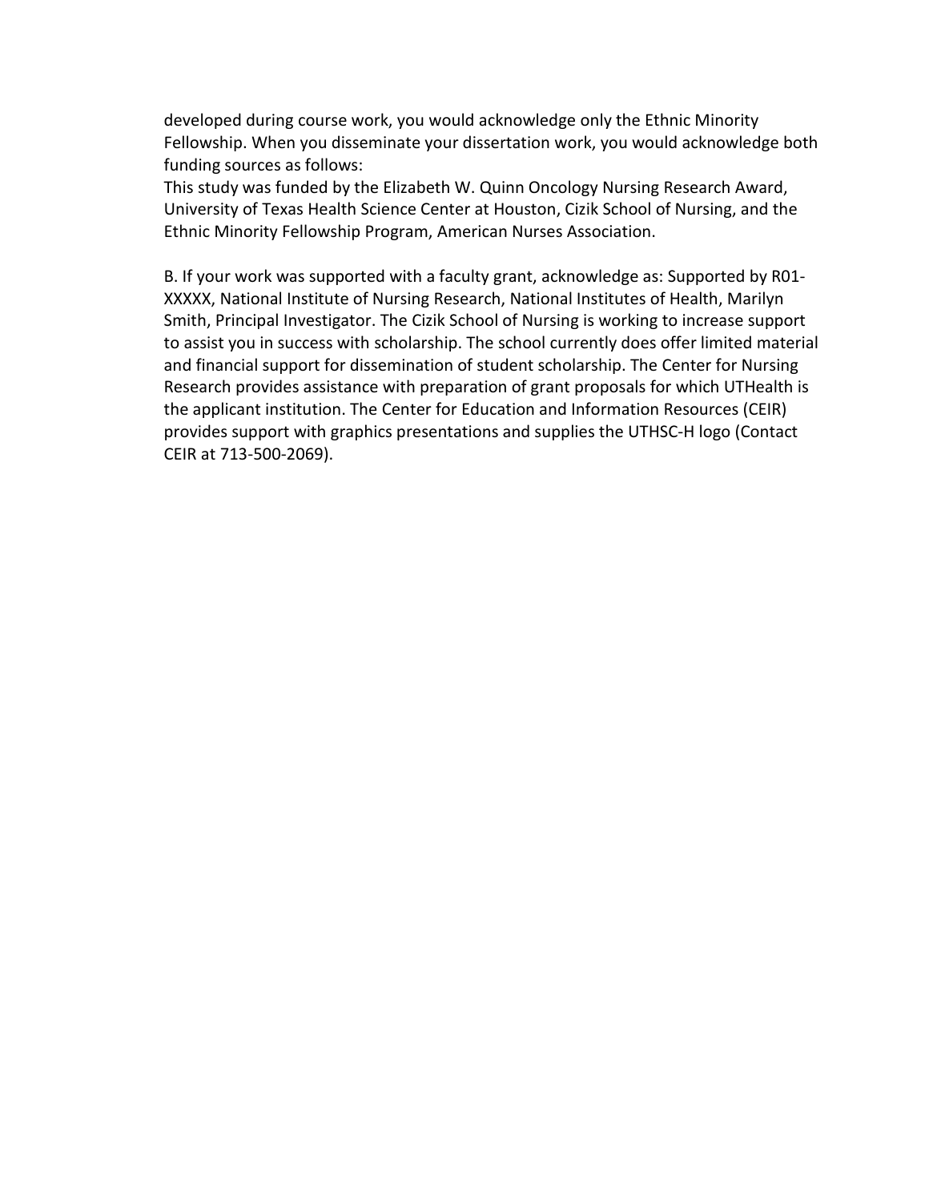developed during course work, you would acknowledge only the Ethnic Minority Fellowship. When you disseminate your dissertation work, you would acknowledge both funding sources as follows:

This study was funded by the Elizabeth W. Quinn Oncology Nursing Research Award, University of Texas Health Science Center at Houston, Cizik School of Nursing, and the Ethnic Minority Fellowship Program, American Nurses Association.

B. If your work was supported with a faculty grant, acknowledge as: Supported by R01-XXXXX, National Institute of Nursing Research, National Institutes of Health, Marilyn Smith, Principal Investigator. The Cizik School of Nursing is working to increase support to assist you in success with scholarship. The school currently does offer limited material and financial support for dissemination of student scholarship. The Center for Nursing Research provides assistance with preparation of grant proposals for which UTHealth is the applicant institution. The Center for Education and Information Resources (CEIR) provides support with graphics presentations and supplies the UTHSC-H logo (Contact CEIR at 713-500-2069).